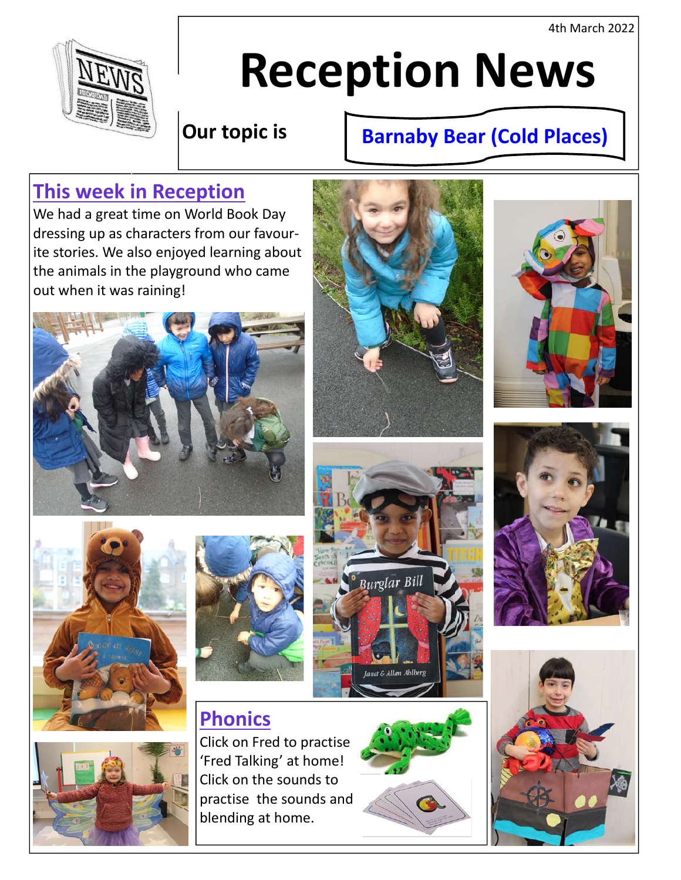4th March 2022

# Reception News

**Our topic is** **Barnaby Bear (Cold Places)**

## This week in Reception

We had a great time on World Book Day dressing up as characters from our favourite stories. We also enjoyed learning about the animals in the playground who came out when it was raining!

## Phonics

Click on Fred to practise 'Fred Talking' at home! Click on the sounds to practise the sounds and blending at home.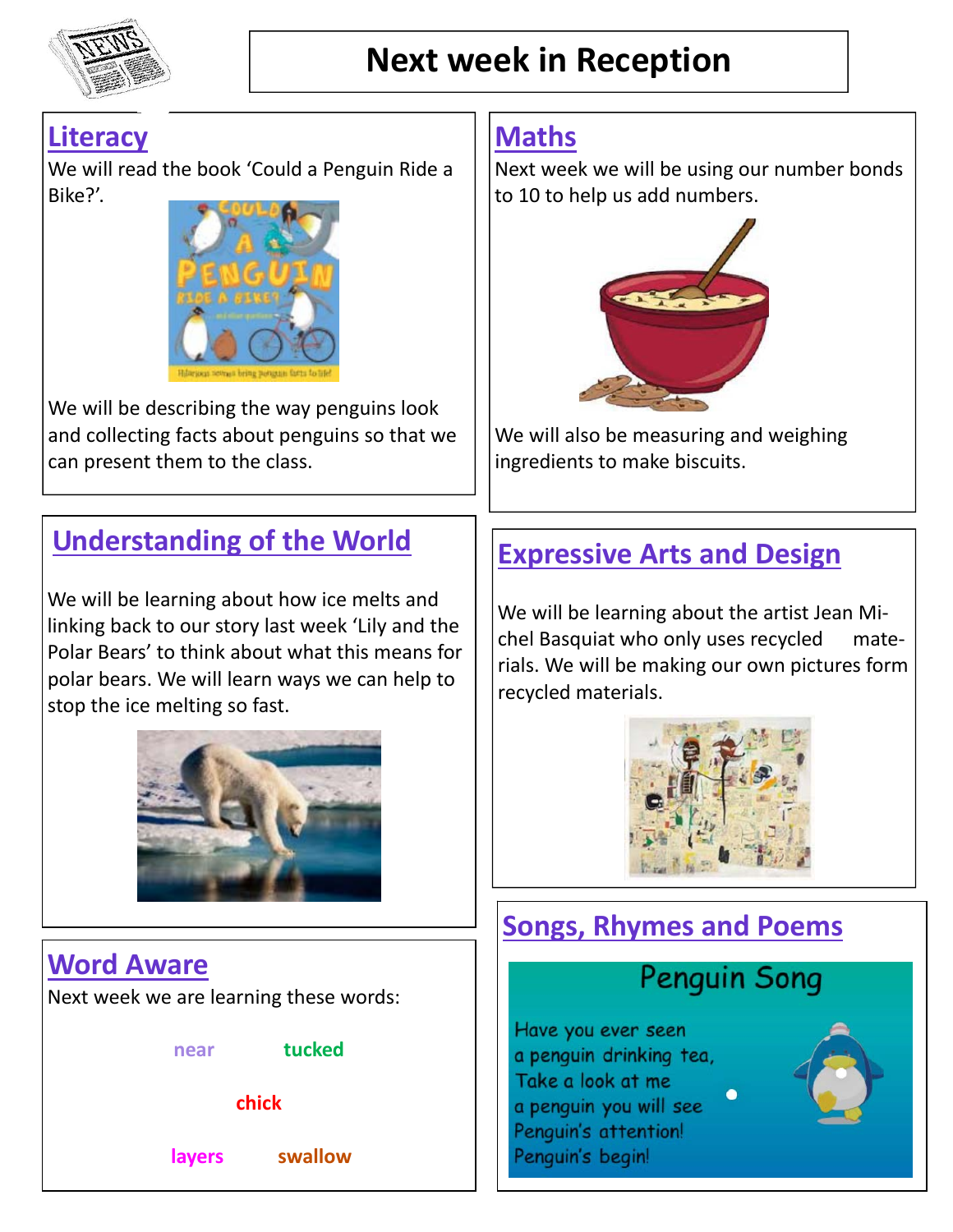# Next week in Reception

## Literacy

We will read the book 'Could a Penguin Ride a Bike?'.

We will be describing the way penguins look and collecting facts about penguins so that we can present them to the class.

## Maths

Next week we will be using our number bonds to 10 to help us add numbers.

We will also be measuring and weighing ingredients to make biscuits.

## Understanding of the World

We will be learning about how ice melts and linking back to our story last week 'Lily and the Polar Bears' to think about what this means for polar bears. We will learn ways we can help to stop the ice melting so fast.

## Expressive Arts and Design

We will be learning about the artist Jean Michel Basquiat who only uses recycled materials. We will be making our own pictures form recycled materials.

## Word Aware

Next week we are learning these words:

near tucked

chick

layers swallow

## Songs, Rhymes and Poems

Penguin Song

Have you ever seen
a penguin drinking tea,
Take a look at me
a penguin you will see
Penguin's attention!
Penguin's begin!